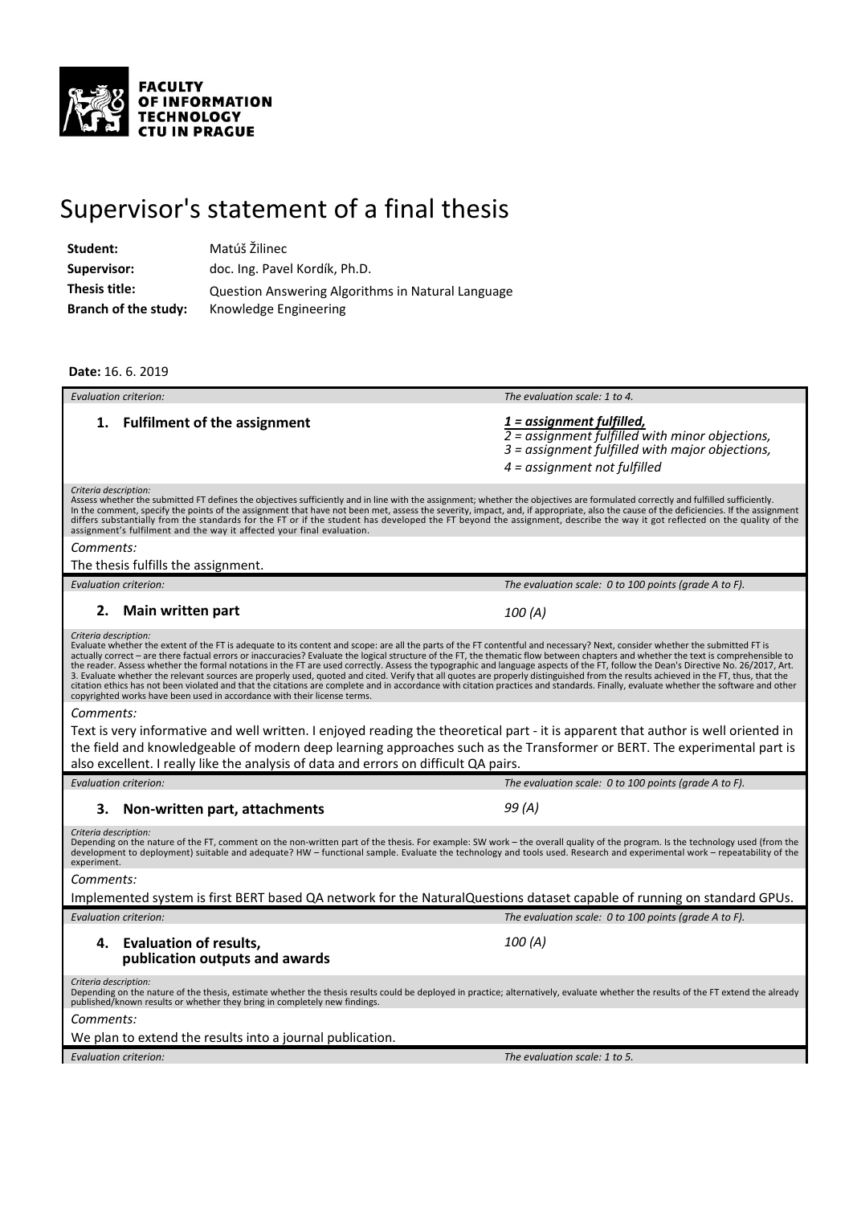FACULTY
OF INFORMATION
TECHNOLOGY
CTU IN PRAGUE

# Supervisor's statement of a final thesis

**Student:** Matúš Žilinec
**Supervisor:** doc. Ing. Pavel Kordík, Ph.D.
**Thesis title:** Question Answering Algorithms in Natural Language
**Branch of the study:** Knowledge Engineering

**Date:** 16. 6. 2019

*Evaluation criterion:* | *The evaluation scale: 1 to 4.*

### 1. Fulfilment of the assignment

***1 = assignment fulfilled,***
*2 = assignment fulfilled with minor objections,*
*3 = assignment fulfilled with major objections,*
*4 = assignment not fulfilled*

*Criteria description:*
Assess whether the submitted FT defines the objectives sufficiently and in line with the assignment; whether the objectives are formulated correctly and fulfilled sufficiently. In the comment, specify the points of the assignment that have not been met, assess the severity, impact, and, if appropriate, also the cause of the deficiencies. If the assignment differs substantially from the standards for the FT or if the student has developed the FT beyond the assignment, describe the way it got reflected on the quality of the assignment's fulfilment and the way it affected your final evaluation.

*Comments:*

The thesis fulfills the assignment.

*Evaluation criterion:* | *The evaluation scale: 0 to 100 points (grade A to F).*

### 2. Main written part

*100 (A)*

*Criteria description:*
Evaluate whether the extent of the FT is adequate to its content and scope: are all the parts of the FT contentful and necessary? Next, consider whether the submitted FT is actually correct – are there factual errors or inaccuracies? Evaluate the logical structure of the FT, the thematic flow between chapters and whether the text is comprehensible to the reader. Assess whether the formal notations in the FT are used correctly. Assess the typographic and language aspects of the FT, follow the Dean's Directive No. 26/2017, Art. 3. Evaluate whether the relevant sources are properly used, quoted and cited. Verify that all quotes are properly distinguished from the results achieved in the FT, thus, that the citation ethics has not been violated and that the citations are complete and in accordance with citation practices and standards. Finally, evaluate whether the software and other copyrighted works have been used in accordance with their license terms.

*Comments:*

Text is very informative and well written. I enjoyed reading the theoretical part - it is apparent that author is well oriented in the field and knowledgeable of modern deep learning approaches such as the Transformer or BERT. The experimental part is also excellent. I really like the analysis of data and errors on difficult QA pairs.

*Evaluation criterion:* | *The evaluation scale: 0 to 100 points (grade A to F).*

### 3. Non-written part, attachments

*99 (A)*

*Criteria description:*
Depending on the nature of the FT, comment on the non-written part of the thesis. For example: SW work – the overall quality of the program. Is the technology used (from the development to deployment) suitable and adequate? HW – functional sample. Evaluate the technology and tools used. Research and experimental work – repeatability of the experiment.

*Comments:*

Implemented system is first BERT based QA network for the NaturalQuestions dataset capable of running on standard GPUs.

*Evaluation criterion:* | *The evaluation scale: 0 to 100 points (grade A to F).*

### 4. Evaluation of results, publication outputs and awards

*100 (A)*

*Criteria description:*
Depending on the nature of the thesis, estimate whether the thesis results could be deployed in practice; alternatively, evaluate whether the results of the FT extend the already published/known results or whether they bring in completely new findings.

*Comments:*

We plan to extend the results into a journal publication.

*Evaluation criterion:* | *The evaluation scale: 1 to 5.*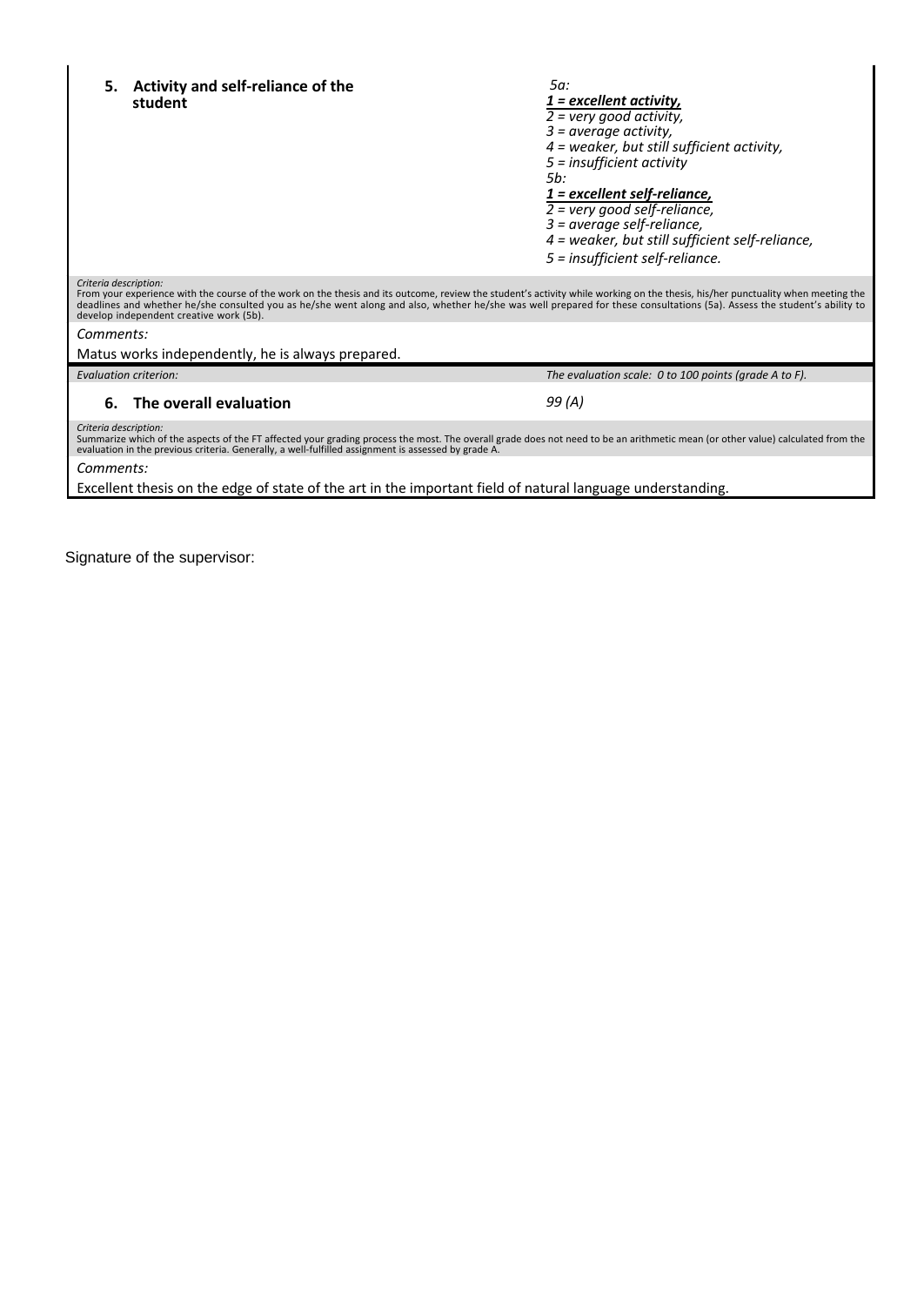| | |
|---|---|
| **5. Activity and self-reliance of the student** | *5a:*<br>***<u>1 = excellent activity,</u>***<br>*2 = very good activity,*<br>*3 = average activity,*<br>*4 = weaker, but still sufficient activity,*<br>*5 = insufficient activity*<br>*5b:*<br>***<u>1 = excellent self-reliance,</u>***<br>*2 = very good self-reliance,*<br>*3 = average self-reliance,*<br>*4 = weaker, but still sufficient self-reliance,*<br>*5 = insufficient self-reliance.* |

*Criteria description:*
From your experience with the course of the work on the thesis and its outcome, review the student's activity while working on the thesis, his/her punctuality when meeting the deadlines and whether he/she consulted you as he/she went along and also, whether he/she was well prepared for these consultations (5a). Assess the student's ability to develop independent creative work (5b).

*Comments:*

Matus works independently, he is always prepared.

| *Evaluation criterion:* | *The evaluation scale: 0 to 100 points (grade A to F).* |
|---|---|
| **6. The overall evaluation** | *99 (A)* |

*Criteria description:*
Summarize which of the aspects of the FT affected your grading process the most. The overall grade does not need to be an arithmetic mean (or other value) calculated from the evaluation in the previous criteria. Generally, a well-fulfilled assignment is assessed by grade A.

*Comments:*

Excellent thesis on the edge of state of the art in the important field of natural language understanding.

Signature of the supervisor: